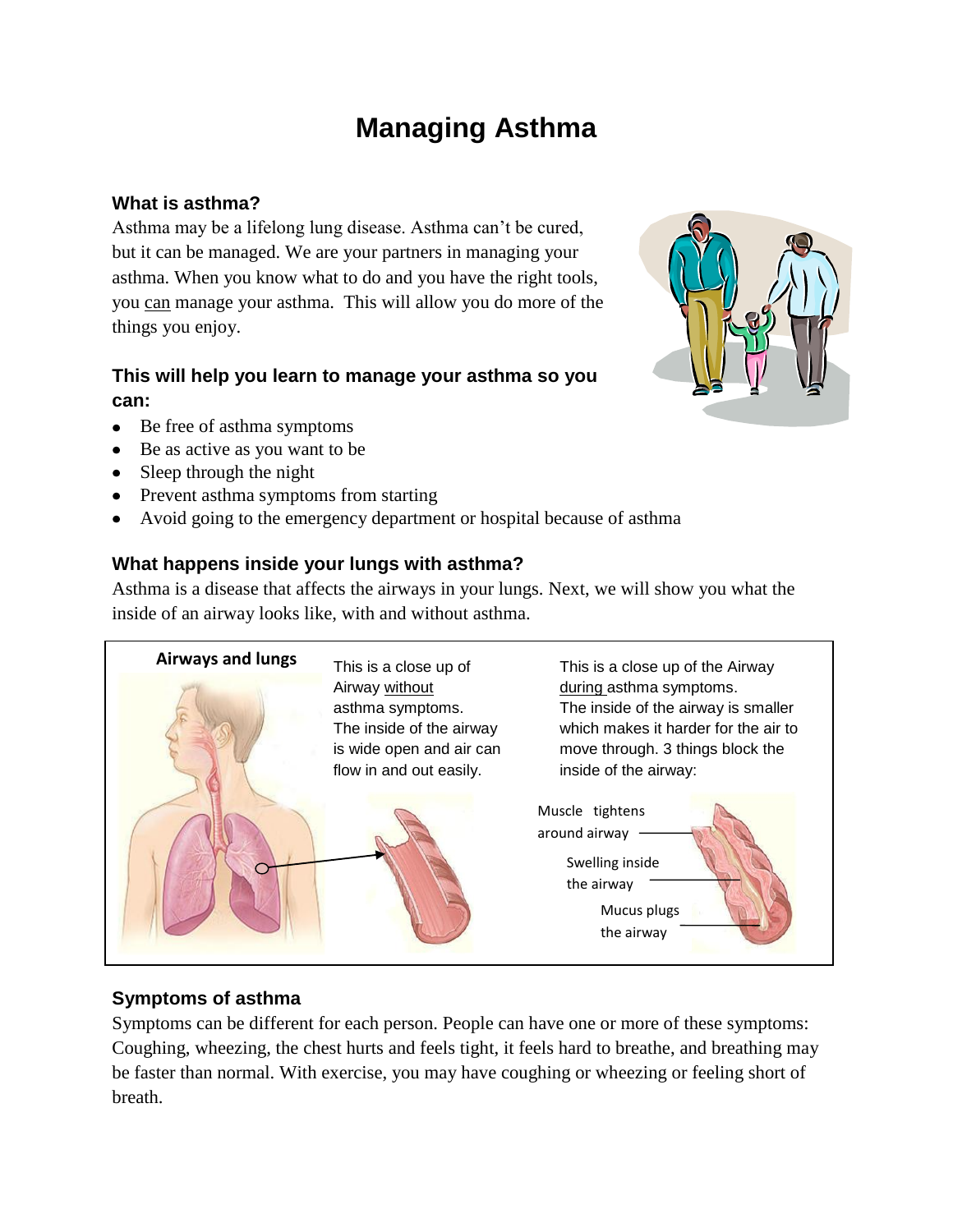# Managing Asthma

### What is asthma?

Asthma may be a lifelong lung disease. Asthma can't be cured, but it can be managed. We are your partners in managing your asthma. When you know what to do and you have the right tools, you can manage your asthma. This will allow you do more of the things you enjoy.

### This will help you learn to manage your asthma so you can:

- Be free of asthma symptoms
- Be as active as you want to be
- Sleep through the night
- Prevent asthma symptoms from starting
- Avoid going to the emergency department or hospital because of asthma

### What happens inside your lungs with asthma?

Asthma is a disease that affects the airways in your lungs. Next, we will show you what the inside of an airway looks like, with and without asthma.

**Airways and lungs**

This is a close up of Airway without asthma symptoms. The inside of the airway is wide open and air can flow in and out easily.

This is a close up of the Airway during asthma symptoms. The inside of the airway is smaller which makes it harder for the air to move through. 3 things block the inside of the airway:

- Muscle tightens around airway
- Swelling inside the airway
- Mucus plugs the airway

### Symptoms of asthma

Symptoms can be different for each person. People can have one or more of these symptoms: Coughing, wheezing, the chest hurts and feels tight, it feels hard to breathe, and breathing may be faster than normal. With exercise, you may have coughing or wheezing or feeling short of breath.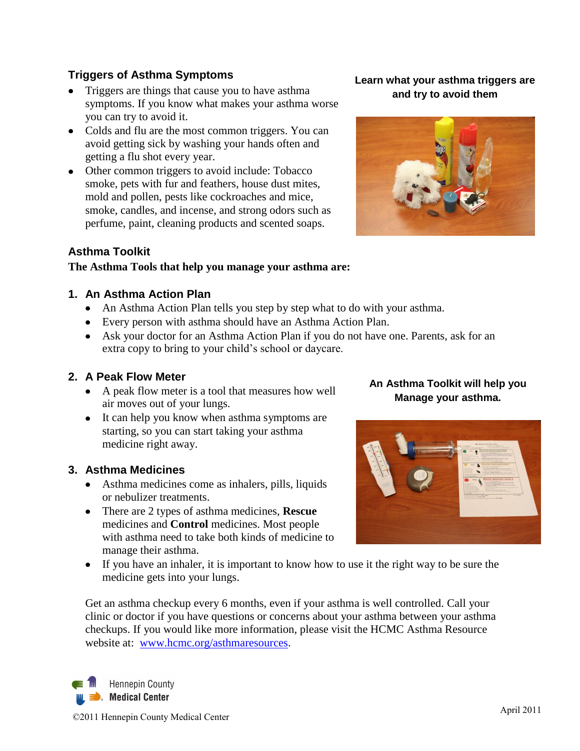## Triggers of Asthma Symptoms

- Triggers are things that cause you to have asthma symptoms. If you know what makes your asthma worse you can try to avoid it.
- Colds and flu are the most common triggers. You can avoid getting sick by washing your hands often and getting a flu shot every year.
- Other common triggers to avoid include: Tobacco smoke, pets with fur and feathers, house dust mites, mold and pollen, pests like cockroaches and mice, smoke, candles, and incense, and strong odors such as perfume, paint, cleaning products and scented soaps.

**Learn what your asthma triggers are and try to avoid them**

## Asthma Toolkit

**The Asthma Tools that help you manage your asthma are:**

### 1. An Asthma Action Plan

- An Asthma Action Plan tells you step by step what to do with your asthma.
- Every person with asthma should have an Asthma Action Plan.
- Ask your doctor for an Asthma Action Plan if you do not have one. Parents, ask for an extra copy to bring to your child's school or daycare.

### 2. A Peak Flow Meter

- A peak flow meter is a tool that measures how well air moves out of your lungs.
- It can help you know when asthma symptoms are starting, so you can start taking your asthma medicine right away.

**An Asthma Toolkit will help you Manage your asthma.**

### 3. Asthma Medicines

- Asthma medicines come as inhalers, pills, liquids or nebulizer treatments.
- There are 2 types of asthma medicines, **Rescue** medicines and **Control** medicines. Most people with asthma need to take both kinds of medicine to manage their asthma.
- If you have an inhaler, it is important to know how to use it the right way to be sure the medicine gets into your lungs.

Get an asthma checkup every 6 months, even if your asthma is well controlled. Call your clinic or doctor if you have questions or concerns about your asthma between your asthma checkups. If you would like more information, please visit the HCMC Asthma Resource website at: [www.hcmc.org/asthmaresources](http://www.hcmc.org/asthmaresources).

Hennepin County Medical Center

©2011 Hennepin County Medical Center

April 2011